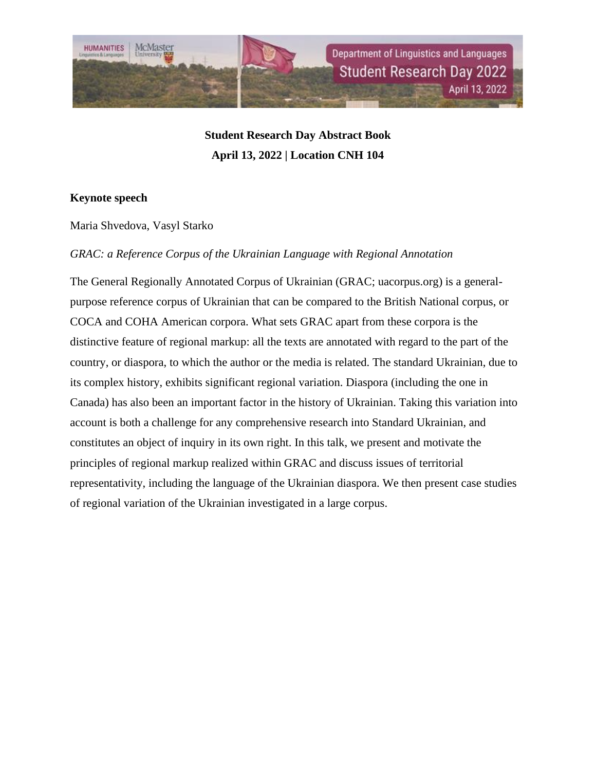**Student Research Day Abstract Book**

**April 13, 2022 | Location CNH 104**

**Keynote speech**

Maria Shvedova, Vasyl Starko

*GRAC: a Reference Corpus of the Ukrainian Language with Regional Annotation*

The General Regionally Annotated Corpus of Ukrainian (GRAC; uacorpus.org) is a general-purpose reference corpus of Ukrainian that can be compared to the British National corpus, or COCA and COHA American corpora. What sets GRAC apart from these corpora is the distinctive feature of regional markup: all the texts are annotated with regard to the part of the country, or diaspora, to which the author or the media is related. The standard Ukrainian, due to its complex history, exhibits significant regional variation. Diaspora (including the one in Canada) has also been an important factor in the history of Ukrainian. Taking this variation into account is both a challenge for any comprehensive research into Standard Ukrainian, and constitutes an object of inquiry in its own right. In this talk, we present and motivate the principles of regional markup realized within GRAC and discuss issues of territorial representativity, including the language of the Ukrainian diaspora. We then present case studies of regional variation of the Ukrainian investigated in a large corpus.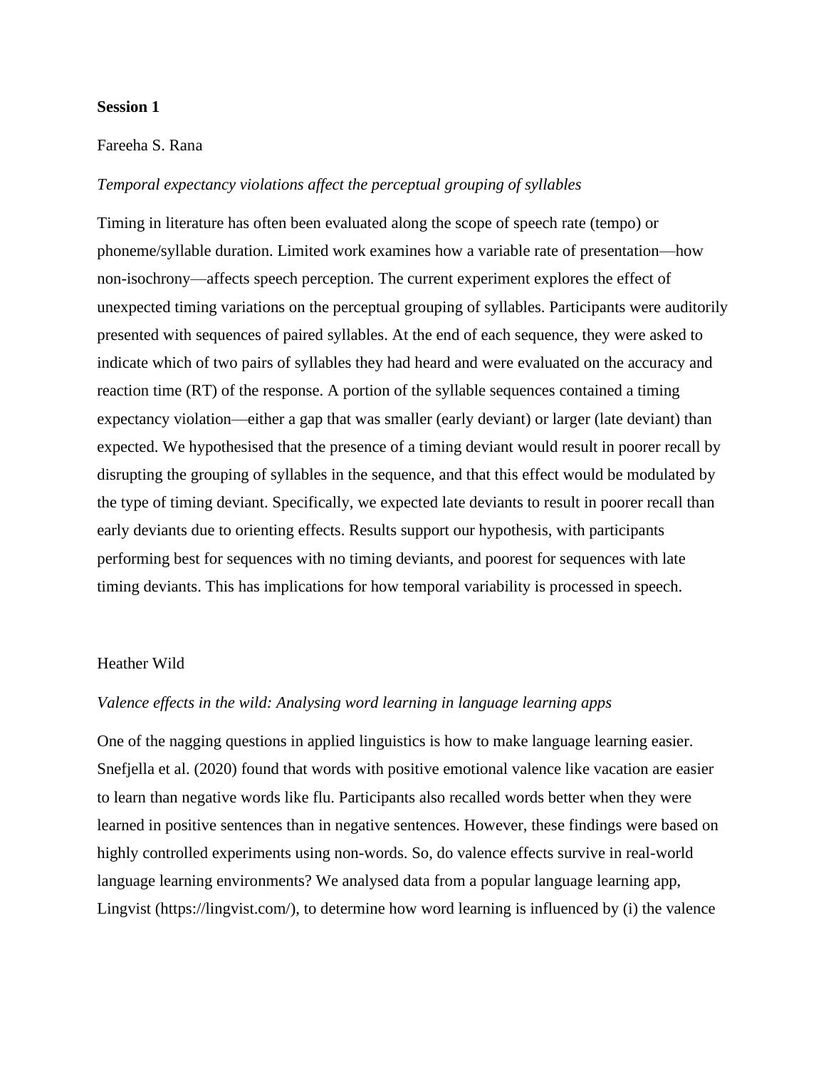**Session 1**

Fareeha S. Rana

*Temporal expectancy violations affect the perceptual grouping of syllables*

Timing in literature has often been evaluated along the scope of speech rate (tempo) or phoneme/syllable duration. Limited work examines how a variable rate of presentation—how non-isochrony—affects speech perception. The current experiment explores the effect of unexpected timing variations on the perceptual grouping of syllables. Participants were auditorily presented with sequences of paired syllables. At the end of each sequence, they were asked to indicate which of two pairs of syllables they had heard and were evaluated on the accuracy and reaction time (RT) of the response. A portion of the syllable sequences contained a timing expectancy violation—either a gap that was smaller (early deviant) or larger (late deviant) than expected. We hypothesised that the presence of a timing deviant would result in poorer recall by disrupting the grouping of syllables in the sequence, and that this effect would be modulated by the type of timing deviant. Specifically, we expected late deviants to result in poorer recall than early deviants due to orienting effects. Results support our hypothesis, with participants performing best for sequences with no timing deviants, and poorest for sequences with late timing deviants. This has implications for how temporal variability is processed in speech.

Heather Wild

*Valence effects in the wild: Analysing word learning in language learning apps*

One of the nagging questions in applied linguistics is how to make language learning easier. Snefjella et al. (2020) found that words with positive emotional valence like vacation are easier to learn than negative words like flu. Participants also recalled words better when they were learned in positive sentences than in negative sentences. However, these findings were based on highly controlled experiments using non-words. So, do valence effects survive in real-world language learning environments? We analysed data from a popular language learning app, Lingvist (https://lingvist.com/), to determine how word learning is influenced by (i) the valence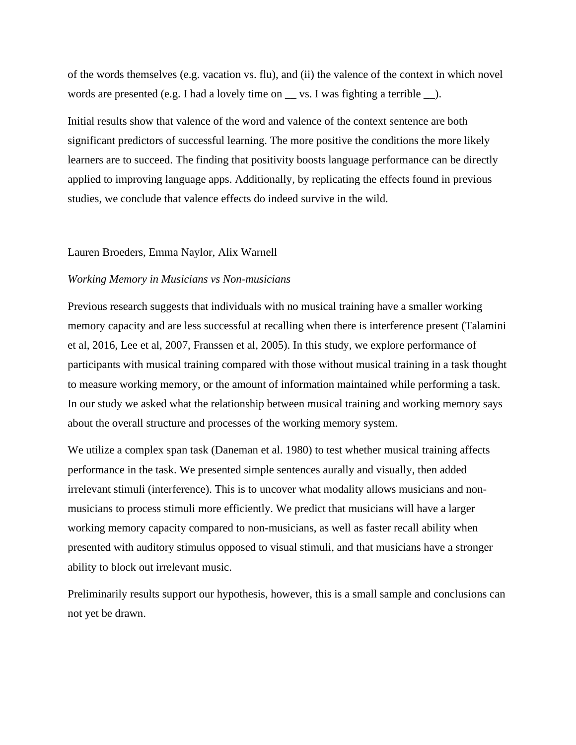of the words themselves (e.g. vacation vs. flu), and (ii) the valence of the context in which novel words are presented (e.g. I had a lovely time on __ vs. I was fighting a terrible __).

Initial results show that valence of the word and valence of the context sentence are both significant predictors of successful learning. The more positive the conditions the more likely learners are to succeed. The finding that positivity boosts language performance can be directly applied to improving language apps. Additionally, by replicating the effects found in previous studies, we conclude that valence effects do indeed survive in the wild.

Lauren Broeders, Emma Naylor, Alix Warnell

*Working Memory in Musicians vs Non-musicians*

Previous research suggests that individuals with no musical training have a smaller working memory capacity and are less successful at recalling when there is interference present (Talamini et al, 2016, Lee et al, 2007, Franssen et al, 2005). In this study, we explore performance of participants with musical training compared with those without musical training in a task thought to measure working memory, or the amount of information maintained while performing a task. In our study we asked what the relationship between musical training and working memory says about the overall structure and processes of the working memory system.

We utilize a complex span task (Daneman et al. 1980) to test whether musical training affects performance in the task. We presented simple sentences aurally and visually, then added irrelevant stimuli (interference). This is to uncover what modality allows musicians and non-musicians to process stimuli more efficiently. We predict that musicians will have a larger working memory capacity compared to non-musicians, as well as faster recall ability when presented with auditory stimulus opposed to visual stimuli, and that musicians have a stronger ability to block out irrelevant music.

Preliminarily results support our hypothesis, however, this is a small sample and conclusions can not yet be drawn.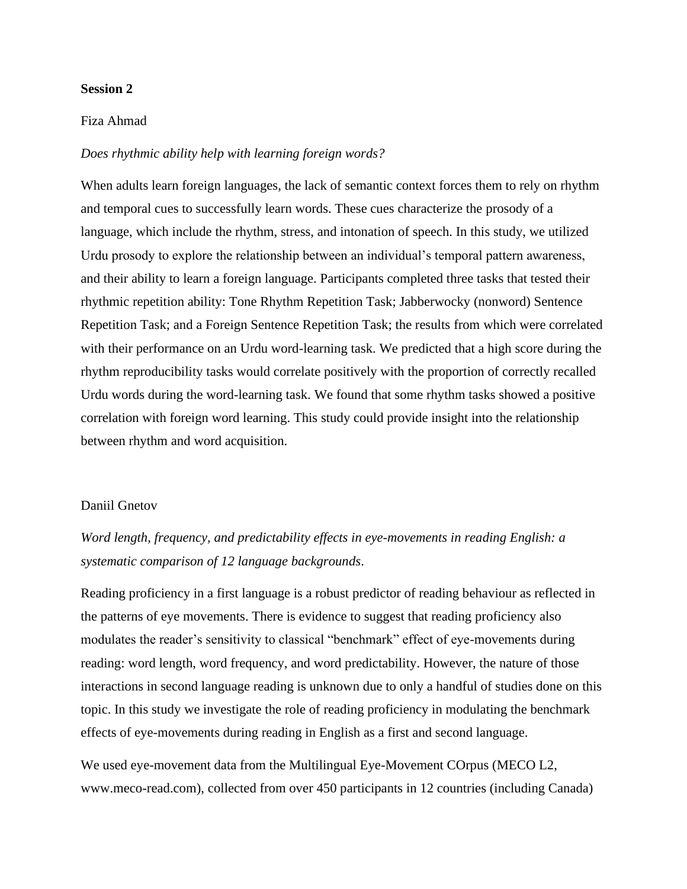**Session 2**

Fiza Ahmad

*Does rhythmic ability help with learning foreign words?*

When adults learn foreign languages, the lack of semantic context forces them to rely on rhythm and temporal cues to successfully learn words. These cues characterize the prosody of a language, which include the rhythm, stress, and intonation of speech. In this study, we utilized Urdu prosody to explore the relationship between an individual's temporal pattern awareness, and their ability to learn a foreign language. Participants completed three tasks that tested their rhythmic repetition ability: Tone Rhythm Repetition Task; Jabberwocky (nonword) Sentence Repetition Task; and a Foreign Sentence Repetition Task; the results from which were correlated with their performance on an Urdu word-learning task. We predicted that a high score during the rhythm reproducibility tasks would correlate positively with the proportion of correctly recalled Urdu words during the word-learning task. We found that some rhythm tasks showed a positive correlation with foreign word learning. This study could provide insight into the relationship between rhythm and word acquisition.

Daniil Gnetov

*Word length, frequency, and predictability effects in eye-movements in reading English: a systematic comparison of 12 language backgrounds*.

Reading proficiency in a first language is a robust predictor of reading behaviour as reflected in the patterns of eye movements. There is evidence to suggest that reading proficiency also modulates the reader's sensitivity to classical "benchmark" effect of eye-movements during reading: word length, word frequency, and word predictability. However, the nature of those interactions in second language reading is unknown due to only a handful of studies done on this topic. In this study we investigate the role of reading proficiency in modulating the benchmark effects of eye-movements during reading in English as a first and second language.

We used eye-movement data from the Multilingual Eye-Movement COrpus (MECO L2, www.meco-read.com), collected from over 450 participants in 12 countries (including Canada)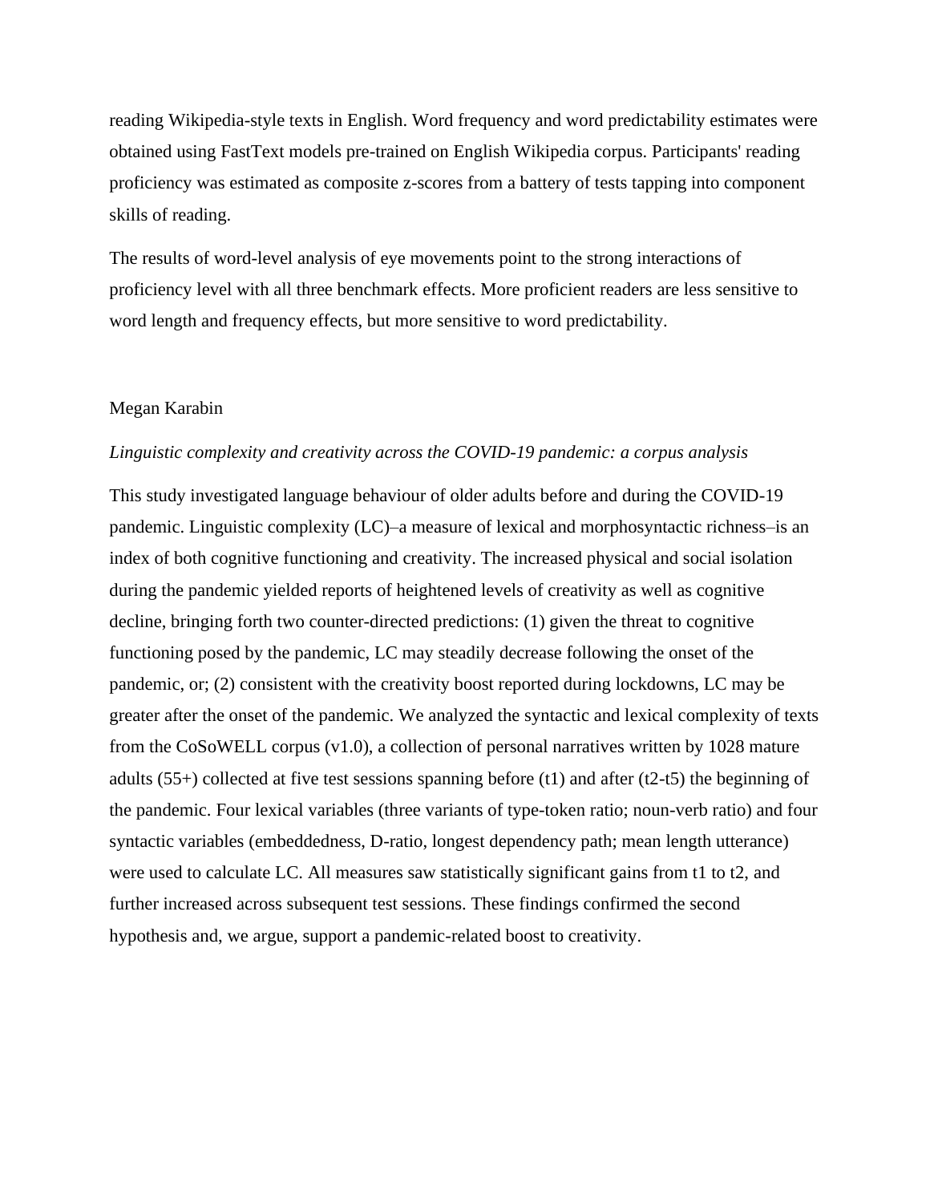reading Wikipedia-style texts in English. Word frequency and word predictability estimates were obtained using FastText models pre-trained on English Wikipedia corpus. Participants' reading proficiency was estimated as composite z-scores from a battery of tests tapping into component skills of reading.

The results of word-level analysis of eye movements point to the strong interactions of proficiency level with all three benchmark effects. More proficient readers are less sensitive to word length and frequency effects, but more sensitive to word predictability.

Megan Karabin

*Linguistic complexity and creativity across the COVID-19 pandemic: a corpus analysis*

This study investigated language behaviour of older adults before and during the COVID-19 pandemic. Linguistic complexity (LC)–a measure of lexical and morphosyntactic richness–is an index of both cognitive functioning and creativity. The increased physical and social isolation during the pandemic yielded reports of heightened levels of creativity as well as cognitive decline, bringing forth two counter-directed predictions: (1) given the threat to cognitive functioning posed by the pandemic, LC may steadily decrease following the onset of the pandemic, or; (2) consistent with the creativity boost reported during lockdowns, LC may be greater after the onset of the pandemic. We analyzed the syntactic and lexical complexity of texts from the CoSoWELL corpus (v1.0), a collection of personal narratives written by 1028 mature adults (55+) collected at five test sessions spanning before (t1) and after (t2-t5) the beginning of the pandemic. Four lexical variables (three variants of type-token ratio; noun-verb ratio) and four syntactic variables (embeddedness, D-ratio, longest dependency path; mean length utterance) were used to calculate LC. All measures saw statistically significant gains from t1 to t2, and further increased across subsequent test sessions. These findings confirmed the second hypothesis and, we argue, support a pandemic-related boost to creativity.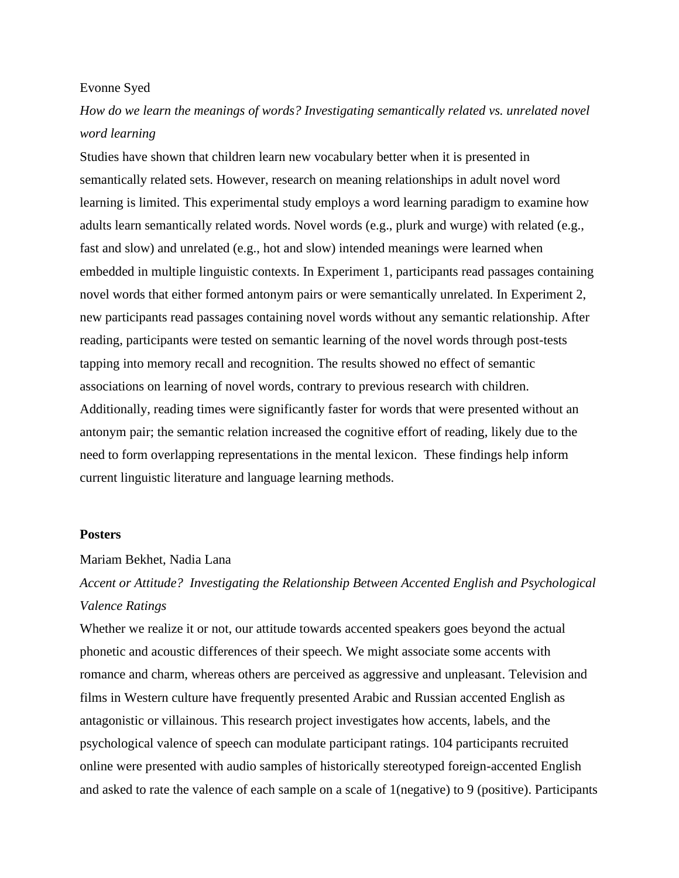Evonne Syed

*How do we learn the meanings of words? Investigating semantically related vs. unrelated novel word learning*

Studies have shown that children learn new vocabulary better when it is presented in semantically related sets. However, research on meaning relationships in adult novel word learning is limited. This experimental study employs a word learning paradigm to examine how adults learn semantically related words. Novel words (e.g., plurk and wurge) with related (e.g., fast and slow) and unrelated (e.g., hot and slow) intended meanings were learned when embedded in multiple linguistic contexts. In Experiment 1, participants read passages containing novel words that either formed antonym pairs or were semantically unrelated. In Experiment 2, new participants read passages containing novel words without any semantic relationship. After reading, participants were tested on semantic learning of the novel words through post-tests tapping into memory recall and recognition. The results showed no effect of semantic associations on learning of novel words, contrary to previous research with children. Additionally, reading times were significantly faster for words that were presented without an antonym pair; the semantic relation increased the cognitive effort of reading, likely due to the need to form overlapping representations in the mental lexicon. These findings help inform current linguistic literature and language learning methods.

**Posters**

Mariam Bekhet, Nadia Lana

*Accent or Attitude? Investigating the Relationship Between Accented English and Psychological Valence Ratings*

Whether we realize it or not, our attitude towards accented speakers goes beyond the actual phonetic and acoustic differences of their speech. We might associate some accents with romance and charm, whereas others are perceived as aggressive and unpleasant. Television and films in Western culture have frequently presented Arabic and Russian accented English as antagonistic or villainous. This research project investigates how accents, labels, and the psychological valence of speech can modulate participant ratings. 104 participants recruited online were presented with audio samples of historically stereotyped foreign-accented English and asked to rate the valence of each sample on a scale of 1(negative) to 9 (positive). Participants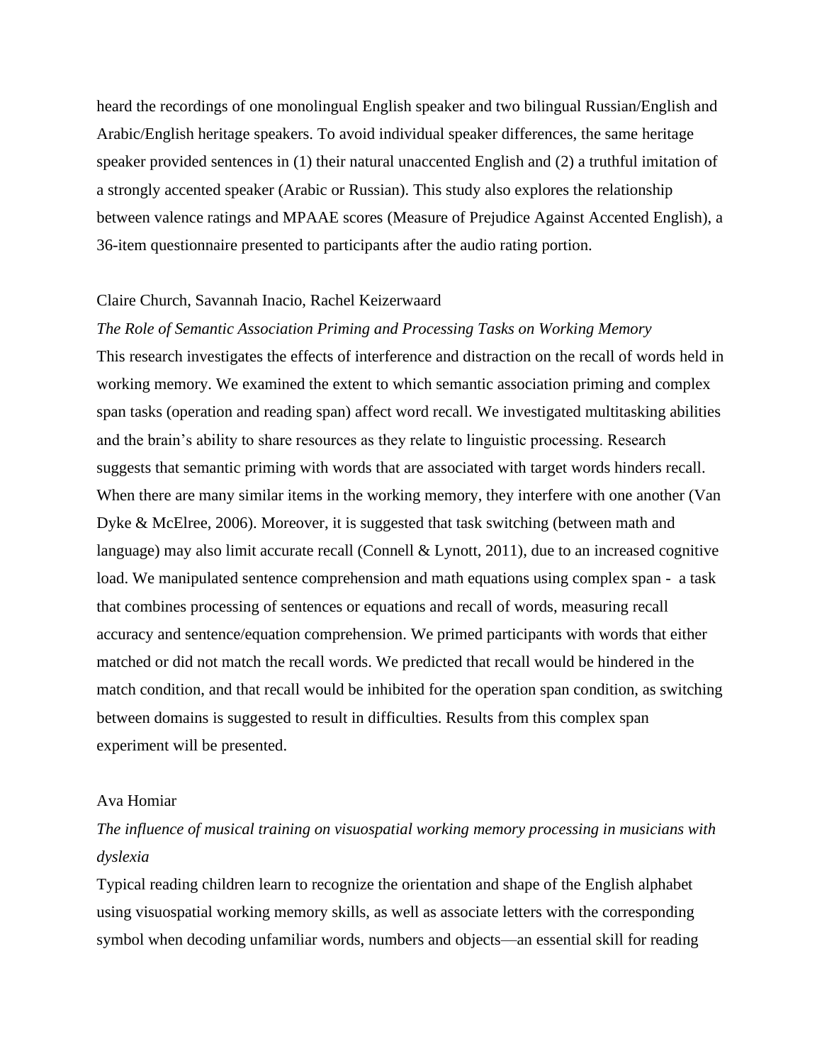heard the recordings of one monolingual English speaker and two bilingual Russian/English and Arabic/English heritage speakers. To avoid individual speaker differences, the same heritage speaker provided sentences in (1) their natural unaccented English and (2) a truthful imitation of a strongly accented speaker (Arabic or Russian). This study also explores the relationship between valence ratings and MPAAE scores (Measure of Prejudice Against Accented English), a 36-item questionnaire presented to participants after the audio rating portion.

Claire Church, Savannah Inacio, Rachel Keizerwaard

*The Role of Semantic Association Priming and Processing Tasks on Working Memory*

This research investigates the effects of interference and distraction on the recall of words held in working memory. We examined the extent to which semantic association priming and complex span tasks (operation and reading span) affect word recall. We investigated multitasking abilities and the brain's ability to share resources as they relate to linguistic processing. Research suggests that semantic priming with words that are associated with target words hinders recall. When there are many similar items in the working memory, they interfere with one another (Van Dyke & McElree, 2006). Moreover, it is suggested that task switching (between math and language) may also limit accurate recall (Connell & Lynott, 2011), due to an increased cognitive load. We manipulated sentence comprehension and math equations using complex span - a task that combines processing of sentences or equations and recall of words, measuring recall accuracy and sentence/equation comprehension. We primed participants with words that either matched or did not match the recall words. We predicted that recall would be hindered in the match condition, and that recall would be inhibited for the operation span condition, as switching between domains is suggested to result in difficulties. Results from this complex span experiment will be presented.

Ava Homiar

*The influence of musical training on visuospatial working memory processing in musicians with dyslexia*

Typical reading children learn to recognize the orientation and shape of the English alphabet using visuospatial working memory skills, as well as associate letters with the corresponding symbol when decoding unfamiliar words, numbers and objects—an essential skill for reading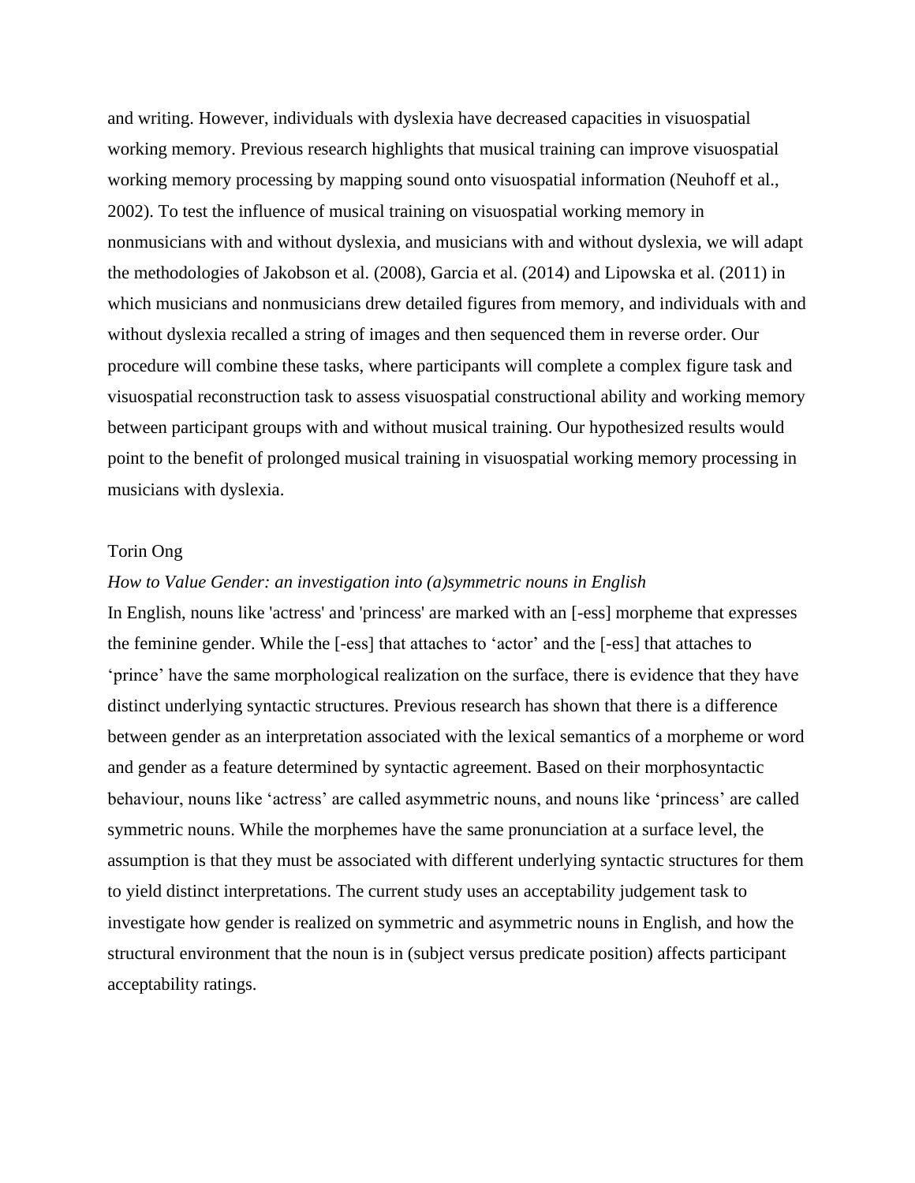and writing. However, individuals with dyslexia have decreased capacities in visuospatial working memory. Previous research highlights that musical training can improve visuospatial working memory processing by mapping sound onto visuospatial information (Neuhoff et al., 2002). To test the influence of musical training on visuospatial working memory in nonmusicians with and without dyslexia, and musicians with and without dyslexia, we will adapt the methodologies of Jakobson et al. (2008), Garcia et al. (2014) and Lipowska et al. (2011) in which musicians and nonmusicians drew detailed figures from memory, and individuals with and without dyslexia recalled a string of images and then sequenced them in reverse order. Our procedure will combine these tasks, where participants will complete a complex figure task and visuospatial reconstruction task to assess visuospatial constructional ability and working memory between participant groups with and without musical training. Our hypothesized results would point to the benefit of prolonged musical training in visuospatial working memory processing in musicians with dyslexia.

Torin Ong

*How to Value Gender: an investigation into (a)symmetric nouns in English*

In English, nouns like 'actress' and 'princess' are marked with an [-ess] morpheme that expresses the feminine gender. While the [-ess] that attaches to 'actor' and the [-ess] that attaches to 'prince' have the same morphological realization on the surface, there is evidence that they have distinct underlying syntactic structures. Previous research has shown that there is a difference between gender as an interpretation associated with the lexical semantics of a morpheme or word and gender as a feature determined by syntactic agreement. Based on their morphosyntactic behaviour, nouns like 'actress' are called asymmetric nouns, and nouns like 'princess' are called symmetric nouns. While the morphemes have the same pronunciation at a surface level, the assumption is that they must be associated with different underlying syntactic structures for them to yield distinct interpretations. The current study uses an acceptability judgement task to investigate how gender is realized on symmetric and asymmetric nouns in English, and how the structural environment that the noun is in (subject versus predicate position) affects participant acceptability ratings.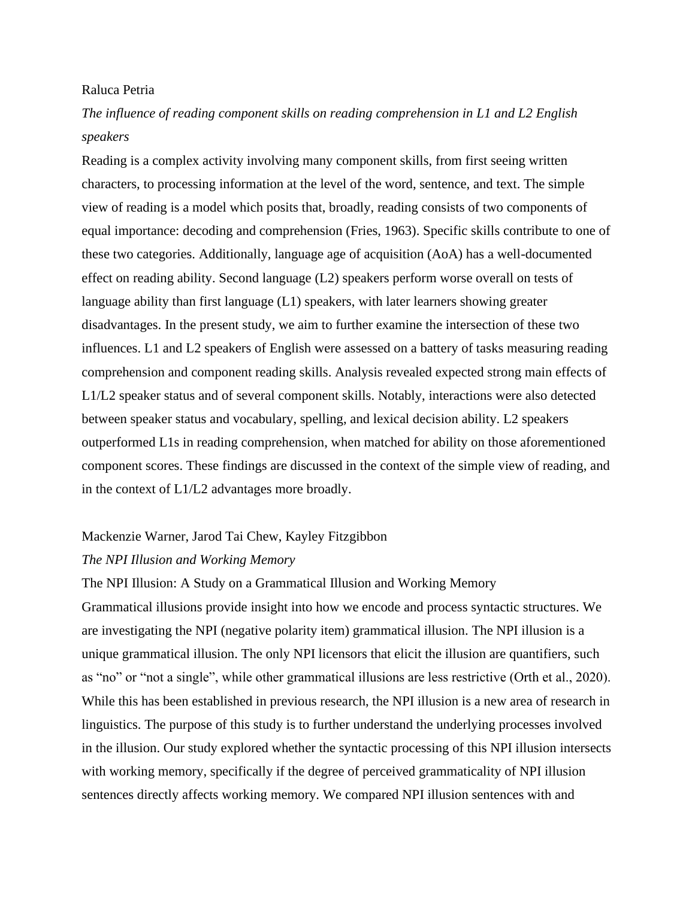Raluca Petria

*The influence of reading component skills on reading comprehension in L1 and L2 English speakers*

Reading is a complex activity involving many component skills, from first seeing written characters, to processing information at the level of the word, sentence, and text. The simple view of reading is a model which posits that, broadly, reading consists of two components of equal importance: decoding and comprehension (Fries, 1963). Specific skills contribute to one of these two categories. Additionally, language age of acquisition (AoA) has a well-documented effect on reading ability. Second language (L2) speakers perform worse overall on tests of language ability than first language (L1) speakers, with later learners showing greater disadvantages. In the present study, we aim to further examine the intersection of these two influences. L1 and L2 speakers of English were assessed on a battery of tasks measuring reading comprehension and component reading skills. Analysis revealed expected strong main effects of L1/L2 speaker status and of several component skills. Notably, interactions were also detected between speaker status and vocabulary, spelling, and lexical decision ability. L2 speakers outperformed L1s in reading comprehension, when matched for ability on those aforementioned component scores. These findings are discussed in the context of the simple view of reading, and in the context of L1/L2 advantages more broadly.

Mackenzie Warner, Jarod Tai Chew, Kayley Fitzgibbon

*The NPI Illusion and Working Memory*

The NPI Illusion: A Study on a Grammatical Illusion and Working Memory

Grammatical illusions provide insight into how we encode and process syntactic structures. We are investigating the NPI (negative polarity item) grammatical illusion. The NPI illusion is a unique grammatical illusion. The only NPI licensors that elicit the illusion are quantifiers, such as "no" or "not a single", while other grammatical illusions are less restrictive (Orth et al., 2020). While this has been established in previous research, the NPI illusion is a new area of research in linguistics. The purpose of this study is to further understand the underlying processes involved in the illusion. Our study explored whether the syntactic processing of this NPI illusion intersects with working memory, specifically if the degree of perceived grammaticality of NPI illusion sentences directly affects working memory. We compared NPI illusion sentences with and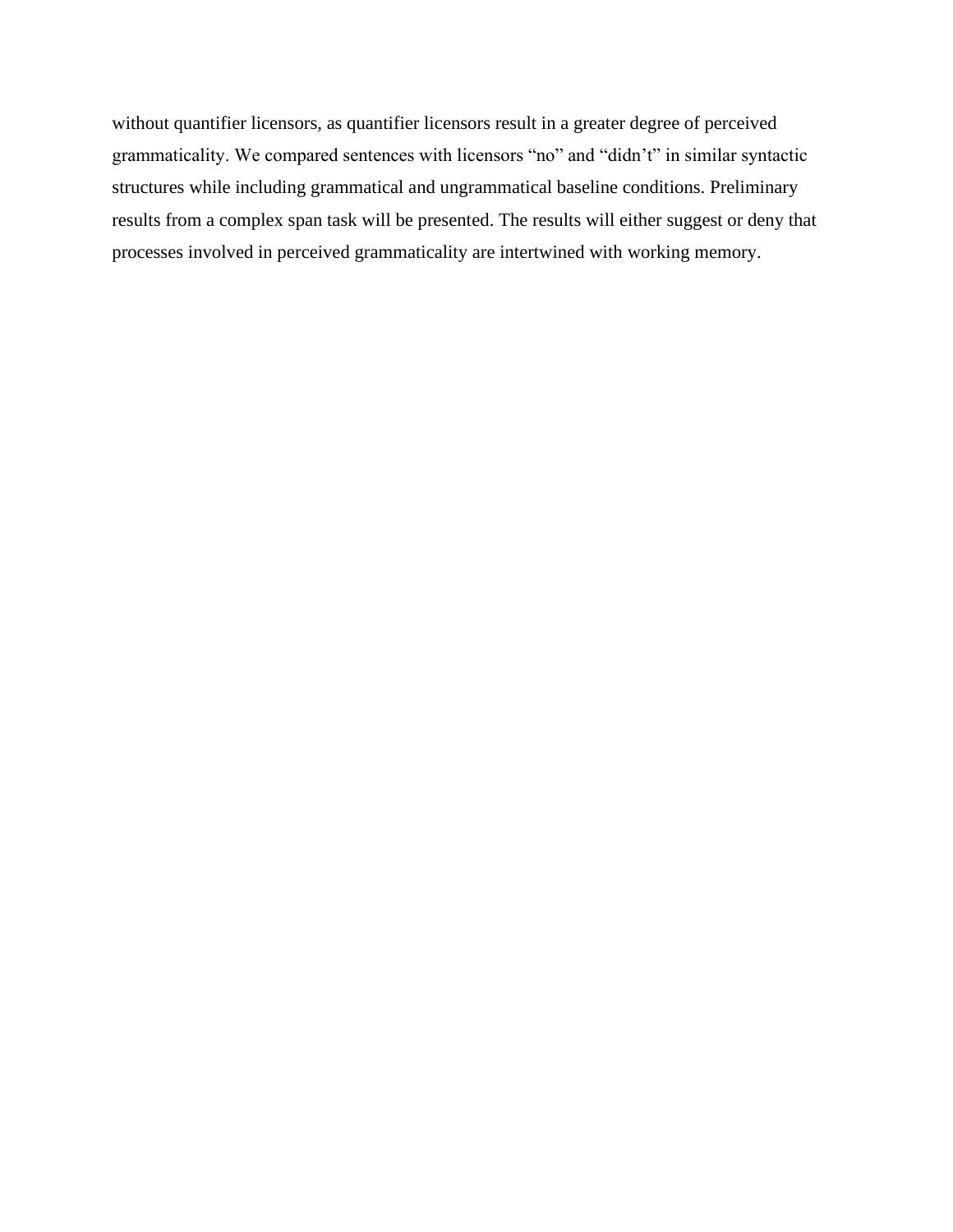without quantifier licensors, as quantifier licensors result in a greater degree of perceived grammaticality. We compared sentences with licensors "no" and "didn't" in similar syntactic structures while including grammatical and ungrammatical baseline conditions. Preliminary results from a complex span task will be presented. The results will either suggest or deny that processes involved in perceived grammaticality are intertwined with working memory.